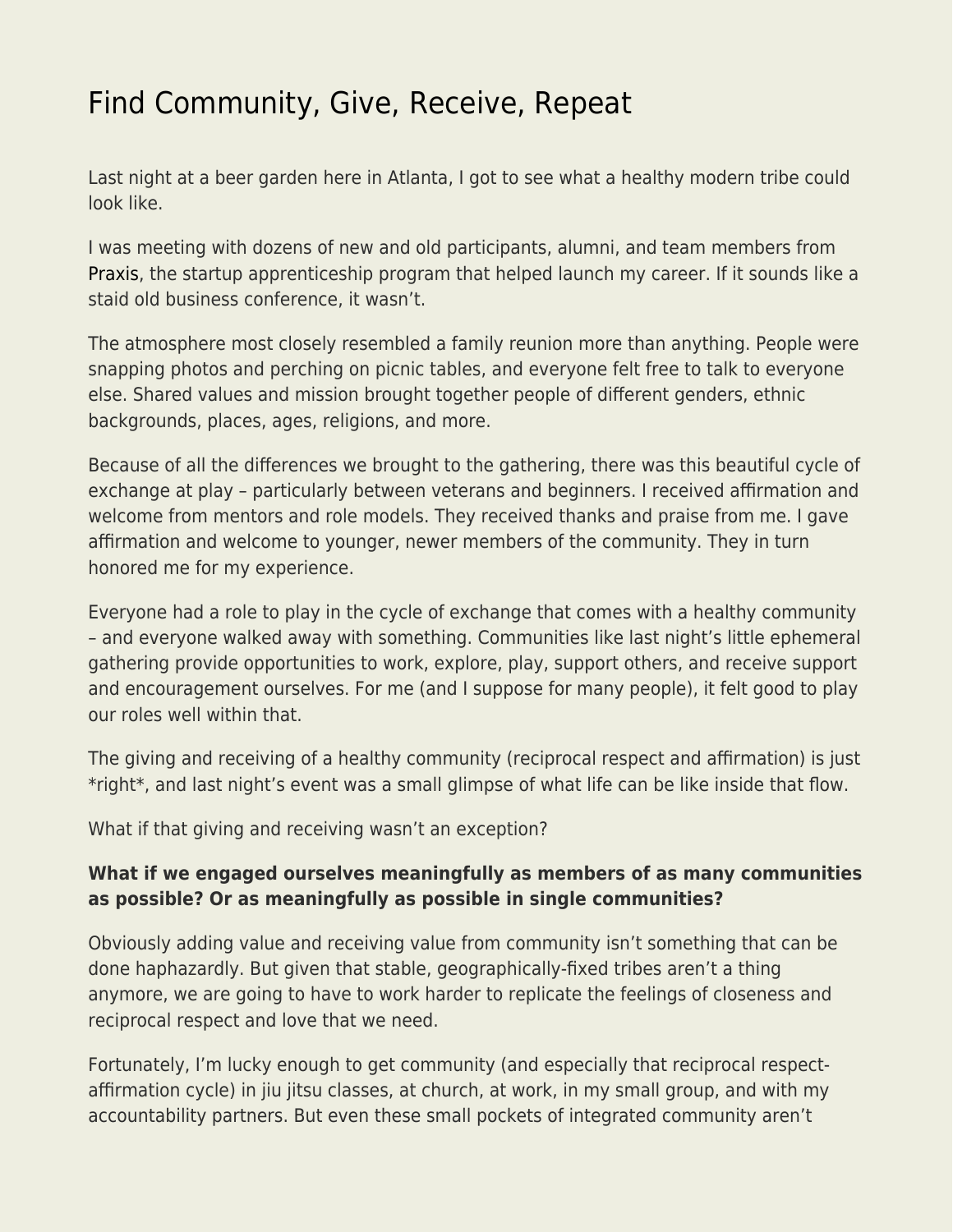# Find Community, Give, Receive, Repeat

Last night at a beer garden here in Atlanta, I got to see what a healthy modern tribe could look like.

I was meeting with dozens of new and old participants, alumni, and team members from Praxis, the startup apprenticeship program that helped launch my career. If it sounds like a staid old business conference, it wasn't.

The atmosphere most closely resembled a family reunion more than anything. People were snapping photos and perching on picnic tables, and everyone felt free to talk to everyone else. Shared values and mission brought together people of different genders, ethnic backgrounds, places, ages, religions, and more.

Because of all the differences we brought to the gathering, there was this beautiful cycle of exchange at play – particularly between veterans and beginners. I received affirmation and welcome from mentors and role models. They received thanks and praise from me. I gave affirmation and welcome to younger, newer members of the community. They in turn honored me for my experience.

Everyone had a role to play in the cycle of exchange that comes with a healthy community – and everyone walked away with something. Communities like last night's little ephemeral gathering provide opportunities to work, explore, play, support others, and receive support and encouragement ourselves. For me (and I suppose for many people), it felt good to play our roles well within that.

The giving and receiving of a healthy community (reciprocal respect and affirmation) is just *right*, and last night's event was a small glimpse of what life can be like inside that flow.

What if that giving and receiving wasn't an exception?

**What if we engaged ourselves meaningfully as members of as many communities as possible? Or as meaningfully as possible in single communities?**

Obviously adding value and receiving value from community isn't something that can be done haphazardly. But given that stable, geographically-fixed tribes aren't a thing anymore, we are going to have to work harder to replicate the feelings of closeness and reciprocal respect and love that we need.

Fortunately, I'm lucky enough to get community (and especially that reciprocal respect-affirmation cycle) in jiu jitsu classes, at church, at work, in my small group, and with my accountability partners. But even these small pockets of integrated community aren't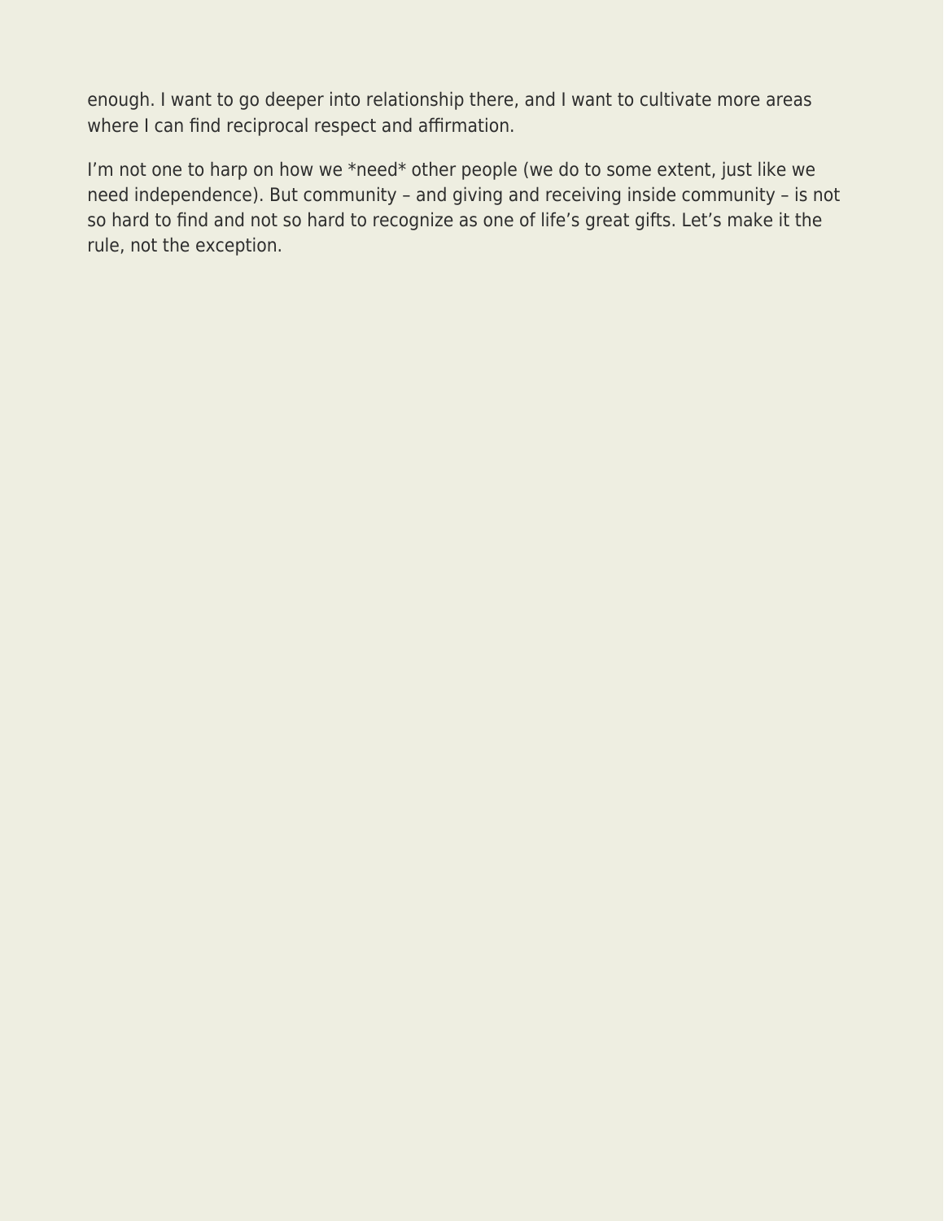enough. I want to go deeper into relationship there, and I want to cultivate more areas where I can find reciprocal respect and affirmation.

I’m not one to harp on how we *need* other people (we do to some extent, just like we need independence). But community – and giving and receiving inside community – is not so hard to find and not so hard to recognize as one of life’s great gifts. Let’s make it the rule, not the exception.